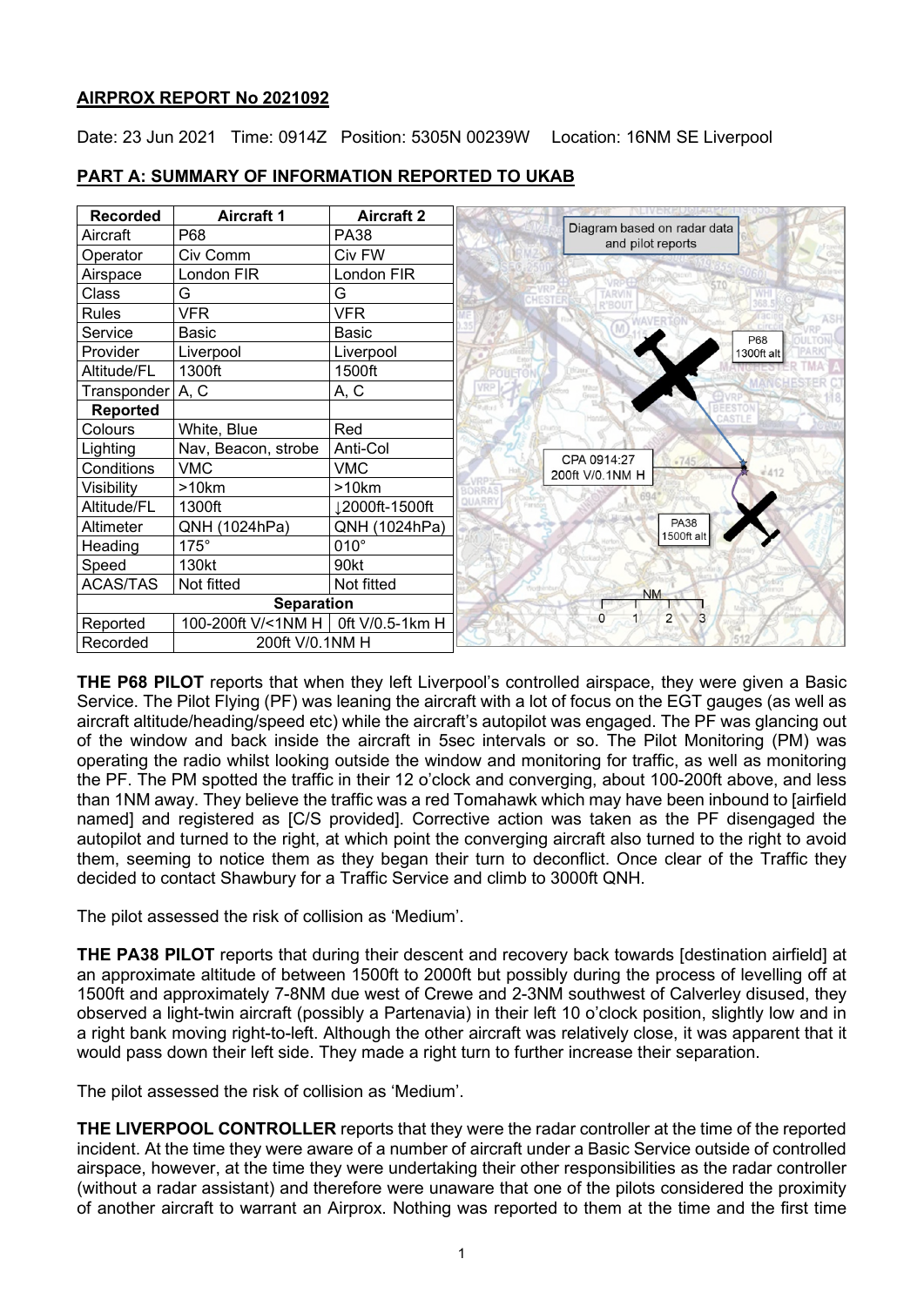## AIRPROX REPORT No 2021092

Date: 23 Jun 2021 Time: 0914Z Position: 5305N 00239W Location: 16NM SE Liverpool

### PART A: SUMMARY OF INFORMATION REPORTED TO UKAB

| Recorded | Aircraft 1 | Aircraft 2 |
|---|---|---|
| Aircraft | P68 | PA38 |
| Operator | Civ Comm | Civ FW |
| Airspace | London FIR | London FIR |
| Class | G | G |
| Rules | VFR | VFR |
| Service | Basic | Basic |
| Provider | Liverpool | Liverpool |
| Altitude/FL | 1300ft | 1500ft |
| Transponder | A, C | A, C |
| **Reported** | | |
| Colours | White, Blue | Red |
| Lighting | Nav, Beacon, strobe | Anti-Col |
| Conditions | VMC | VMC |
| Visibility | >10km | >10km |
| Altitude/FL | 1300ft | ↓2000ft-1500ft |
| Altimeter | QNH (1024hPa) | QNH (1024hPa) |
| Heading | 175° | 010° |
| Speed | 130kt | 90kt |
| ACAS/TAS | Not fitted | Not fitted |
| **Separation** | | |
| Reported | 100-200ft V/<1NM H | 0ft V/0.5-1km H |
| Recorded | 200ft V/0.1NM H | |

Diagram based on radar data and pilot reports

P68 1300ft alt

CPA 0914:27 200ft V/0.1NM H

PA38 1500ft alt

**THE P68 PILOT** reports that when they left Liverpool's controlled airspace, they were given a Basic Service. The Pilot Flying (PF) was leaning the aircraft with a lot of focus on the EGT gauges (as well as aircraft altitude/heading/speed etc) while the aircraft's autopilot was engaged. The PF was glancing out of the window and back inside the aircraft in 5sec intervals or so. The Pilot Monitoring (PM) was operating the radio whilst looking outside the window and monitoring for traffic, as well as monitoring the PF. The PM spotted the traffic in their 12 o'clock and converging, about 100-200ft above, and less than 1NM away. They believe the traffic was a red Tomahawk which may have been inbound to [airfield named] and registered as [C/S provided]. Corrective action was taken as the PF disengaged the autopilot and turned to the right, at which point the converging aircraft also turned to the right to avoid them, seeming to notice them as they began their turn to deconflict. Once clear of the Traffic they decided to contact Shawbury for a Traffic Service and climb to 3000ft QNH.

The pilot assessed the risk of collision as 'Medium'.

**THE PA38 PILOT** reports that during their descent and recovery back towards [destination airfield] at an approximate altitude of between 1500ft to 2000ft but possibly during the process of levelling off at 1500ft and approximately 7-8NM due west of Crewe and 2-3NM southwest of Calverley disused, they observed a light-twin aircraft (possibly a Partenavia) in their left 10 o'clock position, slightly low and in a right bank moving right-to-left. Although the other aircraft was relatively close, it was apparent that it would pass down their left side. They made a right turn to further increase their separation.

The pilot assessed the risk of collision as 'Medium'.

**THE LIVERPOOL CONTROLLER** reports that they were the radar controller at the time of the reported incident. At the time they were aware of a number of aircraft under a Basic Service outside of controlled airspace, however, at the time they were undertaking their other responsibilities as the radar controller (without a radar assistant) and therefore were unaware that one of the pilots considered the proximity of another aircraft to warrant an Airprox. Nothing was reported to them at the time and the first time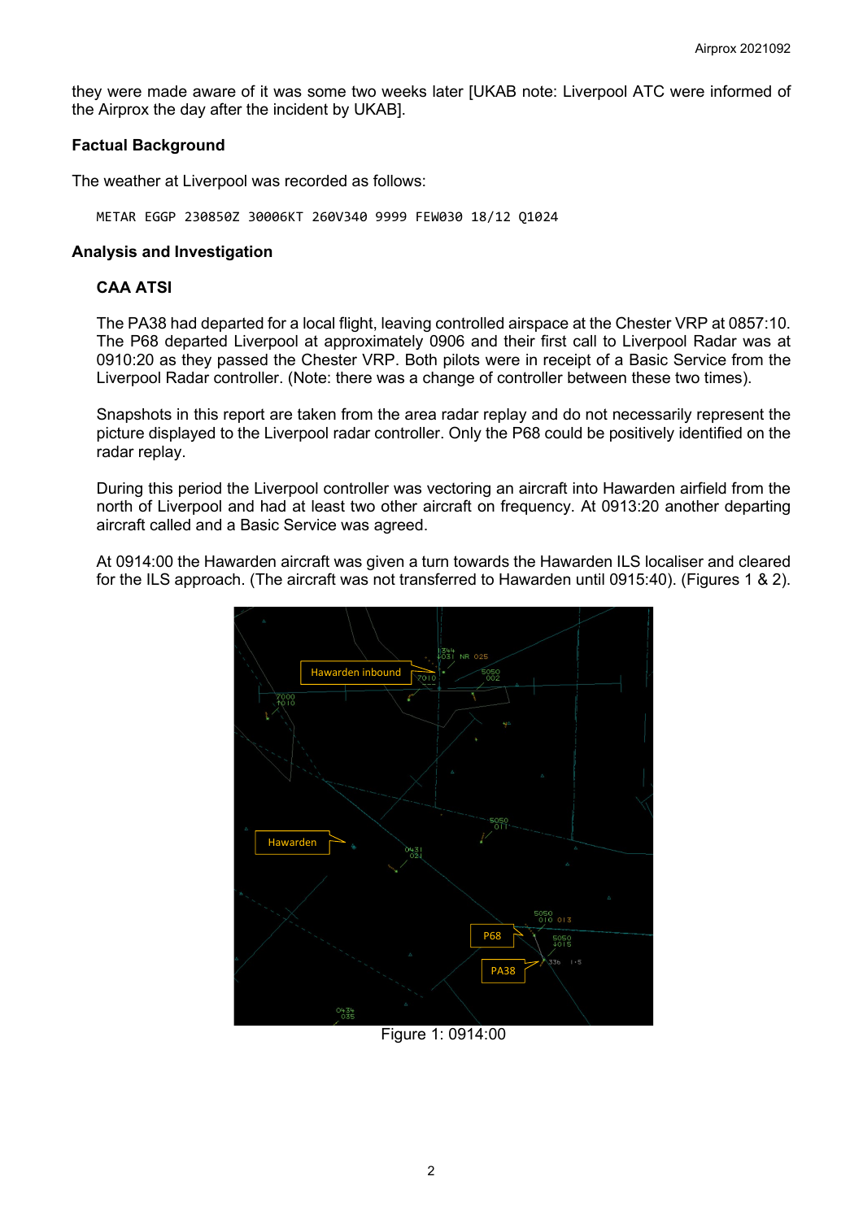they were made aware of it was some two weeks later [UKAB note: Liverpool ATC were informed of the Airprox the day after the incident by UKAB].

**Factual Background**

The weather at Liverpool was recorded as follows:

```
METAR EGGP 230850Z 30006KT 260V340 9999 FEW030 18/12 Q1024
```

**Analysis and Investigation**

**CAA ATSI**

The PA38 had departed for a local flight, leaving controlled airspace at the Chester VRP at 0857:10. The P68 departed Liverpool at approximately 0906 and their first call to Liverpool Radar was at 0910:20 as they passed the Chester VRP. Both pilots were in receipt of a Basic Service from the Liverpool Radar controller. (Note: there was a change of controller between these two times).

Snapshots in this report are taken from the area radar replay and do not necessarily represent the picture displayed to the Liverpool radar controller. Only the P68 could be positively identified on the radar replay.

During this period the Liverpool controller was vectoring an aircraft into Hawarden airfield from the north of Liverpool and had at least two other aircraft on frequency. At 0913:20 another departing aircraft called and a Basic Service was agreed.

At 0914:00 the Hawarden aircraft was given a turn towards the Hawarden ILS localiser and cleared for the ILS approach. (The aircraft was not transferred to Hawarden until 0915:40). (Figures 1 & 2).

Figure 1: 0914:00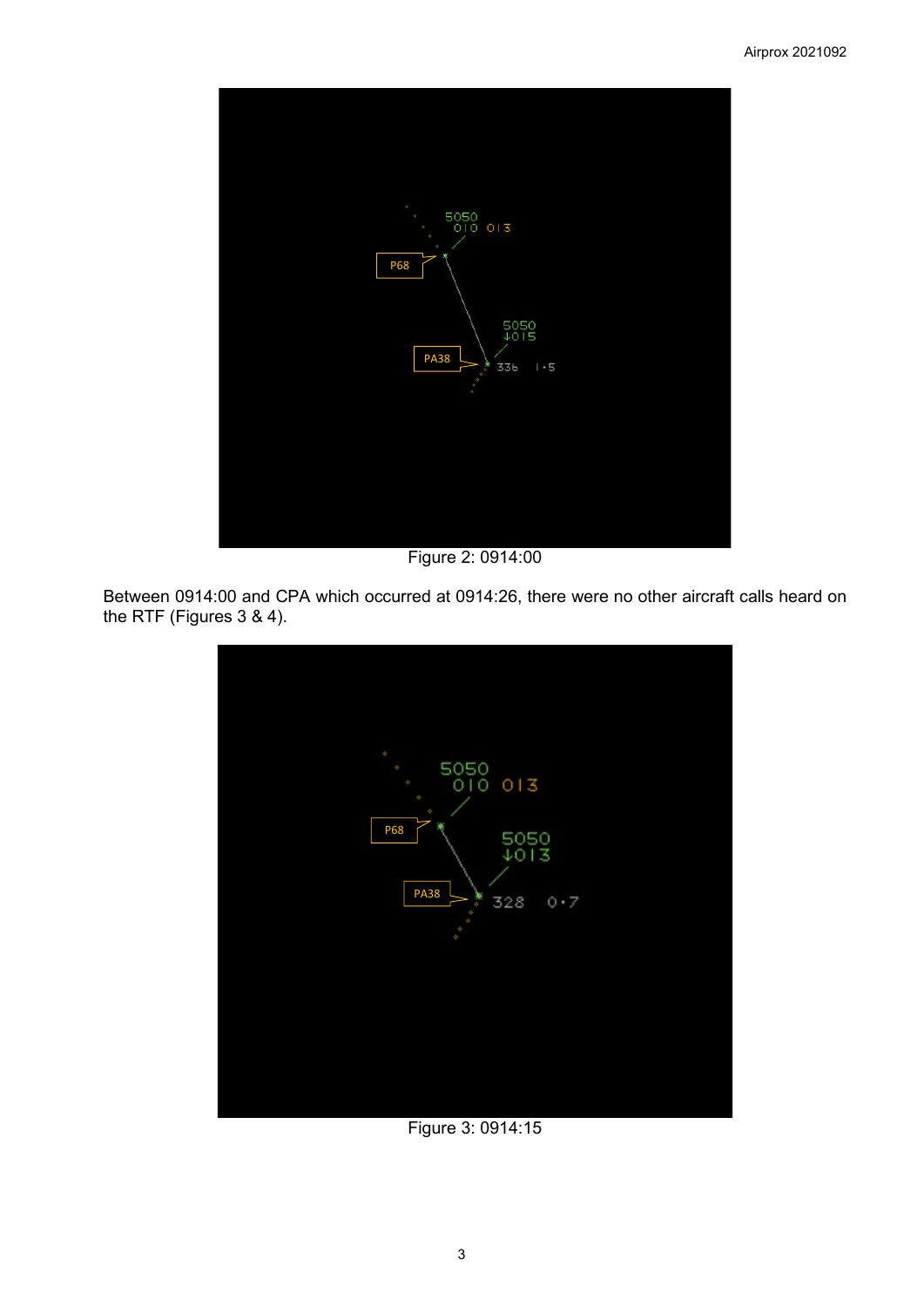Figure 2: 0914:00

Between 0914:00 and CPA which occurred at 0914:26, there were no other aircraft calls heard on the RTF (Figures 3 & 4).

Figure 3: 0914:15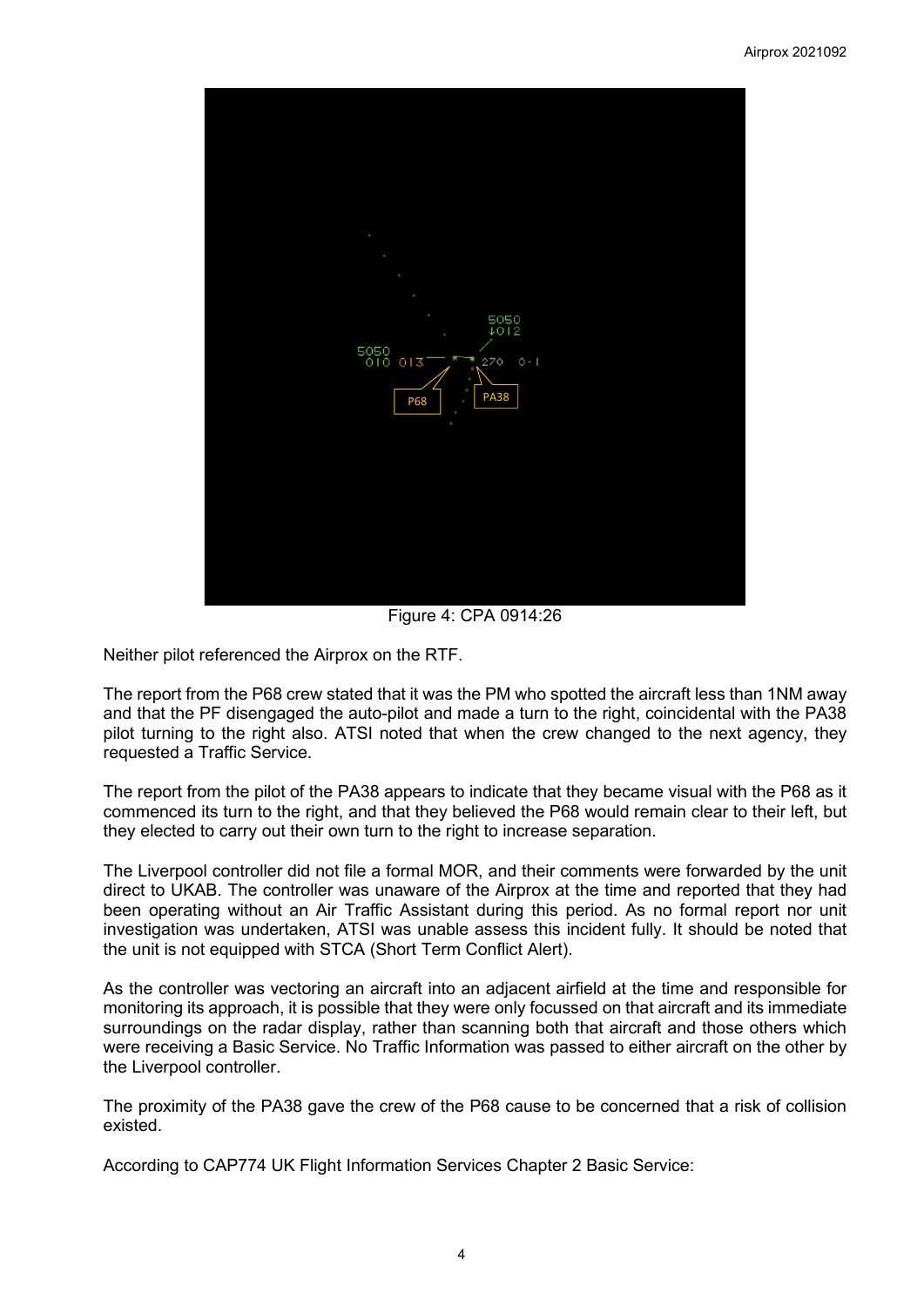Figure 4: CPA 0914:26

Neither pilot referenced the Airprox on the RTF.

The report from the P68 crew stated that it was the PM who spotted the aircraft less than 1NM away and that the PF disengaged the auto-pilot and made a turn to the right, coincidental with the PA38 pilot turning to the right also. ATSI noted that when the crew changed to the next agency, they requested a Traffic Service.

The report from the pilot of the PA38 appears to indicate that they became visual with the P68 as it commenced its turn to the right, and that they believed the P68 would remain clear to their left, but they elected to carry out their own turn to the right to increase separation.

The Liverpool controller did not file a formal MOR, and their comments were forwarded by the unit direct to UKAB. The controller was unaware of the Airprox at the time and reported that they had been operating without an Air Traffic Assistant during this period. As no formal report nor unit investigation was undertaken, ATSI was unable assess this incident fully. It should be noted that the unit is not equipped with STCA (Short Term Conflict Alert).

As the controller was vectoring an aircraft into an adjacent airfield at the time and responsible for monitoring its approach, it is possible that they were only focussed on that aircraft and its immediate surroundings on the radar display, rather than scanning both that aircraft and those others which were receiving a Basic Service. No Traffic Information was passed to either aircraft on the other by the Liverpool controller.

The proximity of the PA38 gave the crew of the P68 cause to be concerned that a risk of collision existed.

According to CAP774 UK Flight Information Services Chapter 2 Basic Service: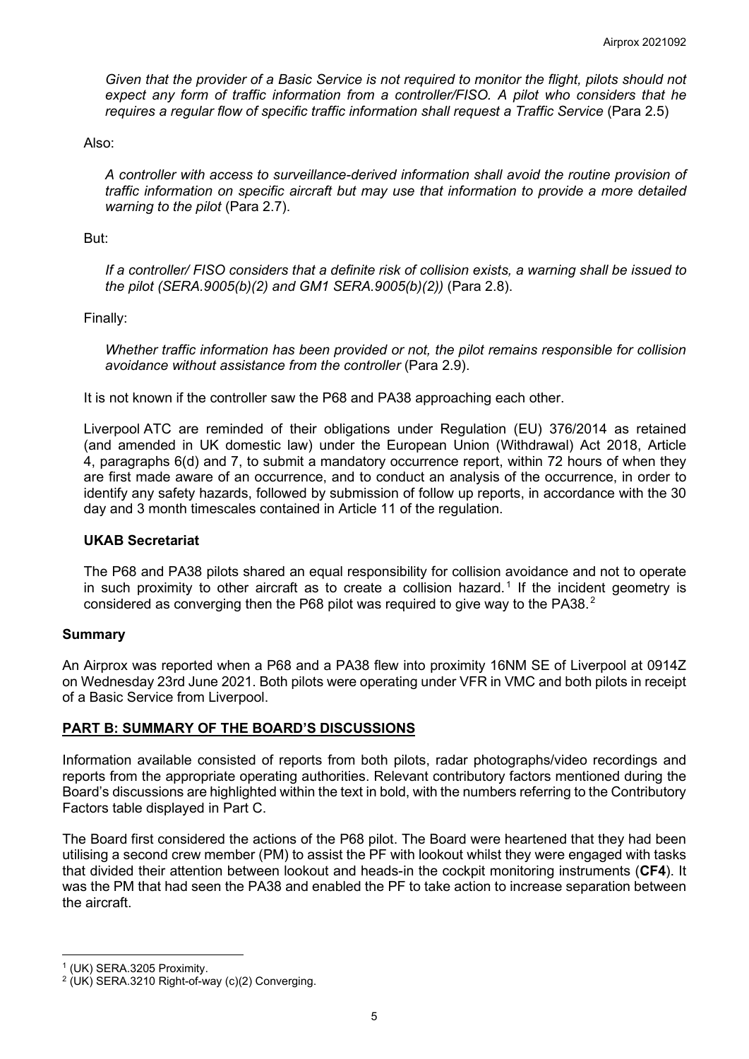*Given that the provider of a Basic Service is not required to monitor the flight, pilots should not expect any form of traffic information from a controller/FISO. A pilot who considers that he requires a regular flow of specific traffic information shall request a Traffic Service* (Para 2.5)

Also:

*A controller with access to surveillance-derived information shall avoid the routine provision of traffic information on specific aircraft but may use that information to provide a more detailed warning to the pilot* (Para 2.7).

But:

*If a controller/ FISO considers that a definite risk of collision exists, a warning shall be issued to the pilot (SERA.9005(b)(2) and GM1 SERA.9005(b)(2))* (Para 2.8).

Finally:

*Whether traffic information has been provided or not, the pilot remains responsible for collision avoidance without assistance from the controller* (Para 2.9).

It is not known if the controller saw the P68 and PA38 approaching each other.

Liverpool ATC are reminded of their obligations under Regulation (EU) 376/2014 as retained (and amended in UK domestic law) under the European Union (Withdrawal) Act 2018, Article 4, paragraphs 6(d) and 7, to submit a mandatory occurrence report, within 72 hours of when they are first made aware of an occurrence, and to conduct an analysis of the occurrence, in order to identify any safety hazards, followed by submission of follow up reports, in accordance with the 30 day and 3 month timescales contained in Article 11 of the regulation.

### UKAB Secretariat

The P68 and PA38 pilots shared an equal responsibility for collision avoidance and not to operate in such proximity to other aircraft as to create a collision hazard.[1] If the incident geometry is considered as converging then the P68 pilot was required to give way to the PA38.[2]

## Summary

An Airprox was reported when a P68 and a PA38 flew into proximity 16NM SE of Liverpool at 0914Z on Wednesday 23rd June 2021. Both pilots were operating under VFR in VMC and both pilots in receipt of a Basic Service from Liverpool.

## PART B: SUMMARY OF THE BOARD'S DISCUSSIONS

Information available consisted of reports from both pilots, radar photographs/video recordings and reports from the appropriate operating authorities. Relevant contributory factors mentioned during the Board's discussions are highlighted within the text in bold, with the numbers referring to the Contributory Factors table displayed in Part C.

The Board first considered the actions of the P68 pilot. The Board were heartened that they had been utilising a second crew member (PM) to assist the PF with lookout whilst they were engaged with tasks that divided their attention between lookout and heads-in the cockpit monitoring instruments (**CF4**). It was the PM that had seen the PA38 and enabled the PF to take action to increase separation between the aircraft.

---

[1] (UK) SERA.3205 Proximity.

[2] (UK) SERA.3210 Right-of-way (c)(2) Converging.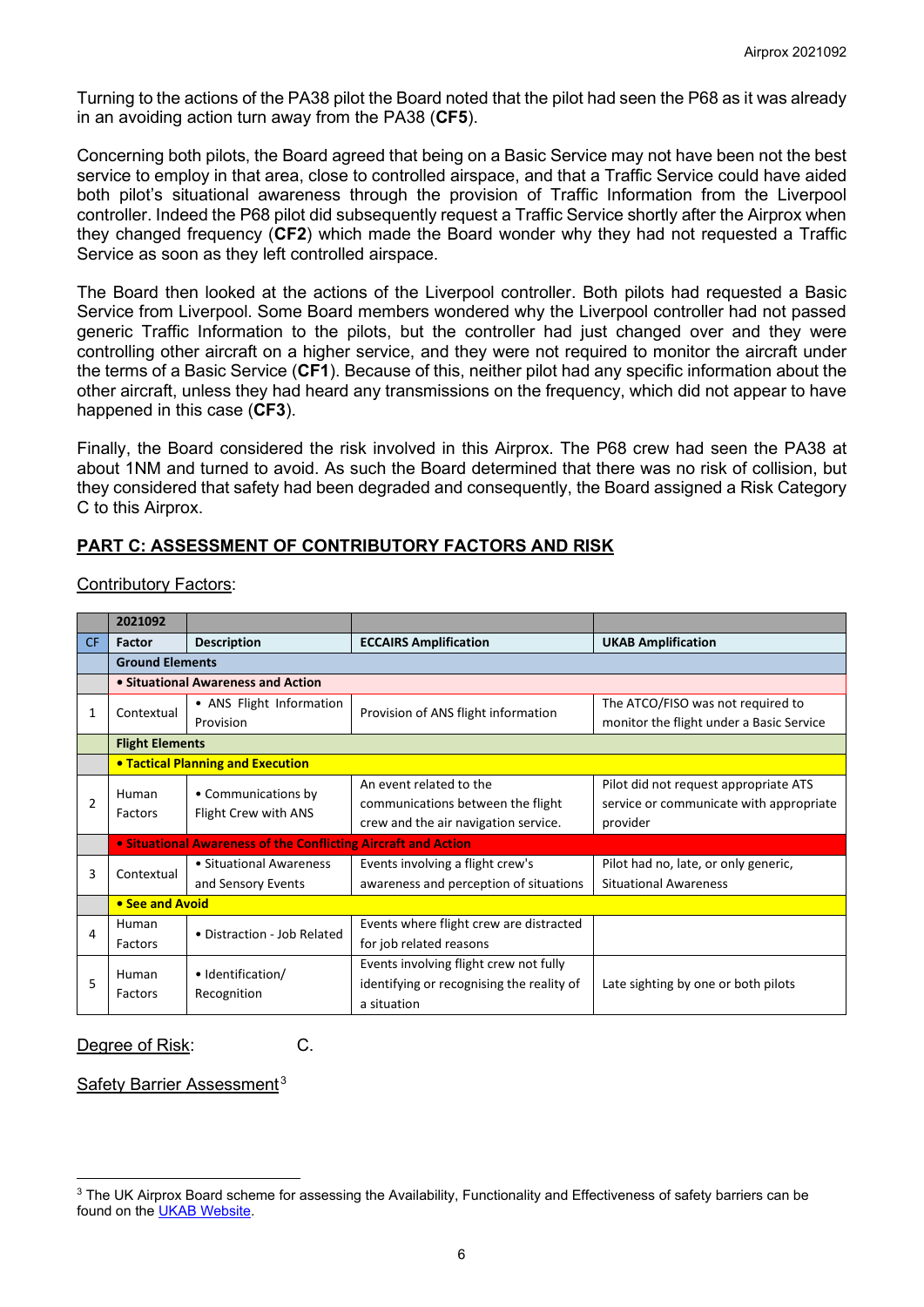Turning to the actions of the PA38 pilot the Board noted that the pilot had seen the P68 as it was already in an avoiding action turn away from the PA38 (**CF5**).

Concerning both pilots, the Board agreed that being on a Basic Service may not have been not the best service to employ in that area, close to controlled airspace, and that a Traffic Service could have aided both pilot's situational awareness through the provision of Traffic Information from the Liverpool controller. Indeed the P68 pilot did subsequently request a Traffic Service shortly after the Airprox when they changed frequency (**CF2**) which made the Board wonder why they had not requested a Traffic Service as soon as they left controlled airspace.

The Board then looked at the actions of the Liverpool controller. Both pilots had requested a Basic Service from Liverpool. Some Board members wondered why the Liverpool controller had not passed generic Traffic Information to the pilots, but the controller had just changed over and they were controlling other aircraft on a higher service, and they were not required to monitor the aircraft under the terms of a Basic Service (**CF1**). Because of this, neither pilot had any specific information about the other aircraft, unless they had heard any transmissions on the frequency, which did not appear to have happened in this case (**CF3**).

Finally, the Board considered the risk involved in this Airprox. The P68 crew had seen the PA38 at about 1NM and turned to avoid. As such the Board determined that there was no risk of collision, but they considered that safety had been degraded and consequently, the Board assigned a Risk Category C to this Airprox.

## PART C: ASSESSMENT OF CONTRIBUTORY FACTORS AND RISK

Contributory Factors:

| | 2021092 | | | |
|---|---|---|---|---|
| CF | **Factor** | **Description** | **ECCAIRS Amplification** | **UKAB Amplification** |
| | **Ground Elements** | | | |
| | **• Situational Awareness and Action** | | | |
| 1 | Contextual | • ANS Flight Information Provision | Provision of ANS flight information | The ATCO/FISO was not required to monitor the flight under a Basic Service |
| | **Flight Elements** | | | |
| | **• Tactical Planning and Execution** | | | |
| 2 | Human Factors | • Communications by Flight Crew with ANS | An event related to the communications between the flight crew and the air navigation service. | Pilot did not request appropriate ATS service or communicate with appropriate provider |
| | **• Situational Awareness of the Conflicting Aircraft and Action** | | | |
| 3 | Contextual | • Situational Awareness and Sensory Events | Events involving a flight crew's awareness and perception of situations | Pilot had no, late, or only generic, Situational Awareness |
| | **• See and Avoid** | | | |
| 4 | Human Factors | • Distraction - Job Related | Events where flight crew are distracted for job related reasons | |
| 5 | Human Factors | • Identification/ Recognition | Events involving flight crew not fully identifying or recognising the reality of a situation | Late sighting by one or both pilots |

Degree of Risk: C.

Safety Barrier Assessment[3]

[3] The UK Airprox Board scheme for assessing the Availability, Functionality and Effectiveness of safety barriers can be found on the UKAB Website.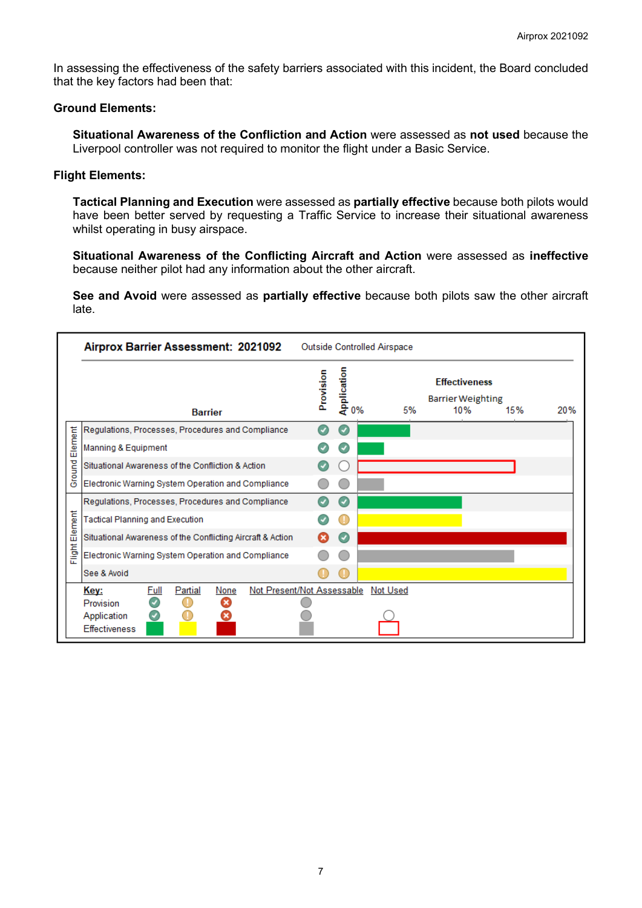In assessing the effectiveness of the safety barriers associated with this incident, the Board concluded that the key factors had been that:

**Ground Elements:**

**Situational Awareness of the Confliction and Action** were assessed as **not used** because the Liverpool controller was not required to monitor the flight under a Basic Service.

**Flight Elements:**

**Tactical Planning and Execution** were assessed as **partially effective** because both pilots would have been better served by requesting a Traffic Service to increase their situational awareness whilst operating in busy airspace.

**Situational Awareness of the Conflicting Aircraft and Action** were assessed as **ineffective** because neither pilot had any information about the other aircraft.

**See and Avoid** were assessed as **partially effective** because both pilots saw the other aircraft late.

**Airprox Barrier Assessment: 2021092** Outside Controlled Airspace

Barrier

Provision

Application

Effectiveness

Barrier Weighting

0% 5% 10% 15% 20%

Ground Element

Regulations, Processes, Procedures and Compliance

Manning & Equipment

Situational Awareness of the Confliction & Action

Electronic Warning System Operation and Compliance

Flight Element

Regulations, Processes, Procedures and Compliance

Tactical Planning and Execution

Situational Awareness of the Conflicting Aircraft & Action

Electronic Warning System Operation and Compliance

See & Avoid

**Key:** Full Partial None Not Present/Not Assessable Not Used

Provision

Application

Effectiveness